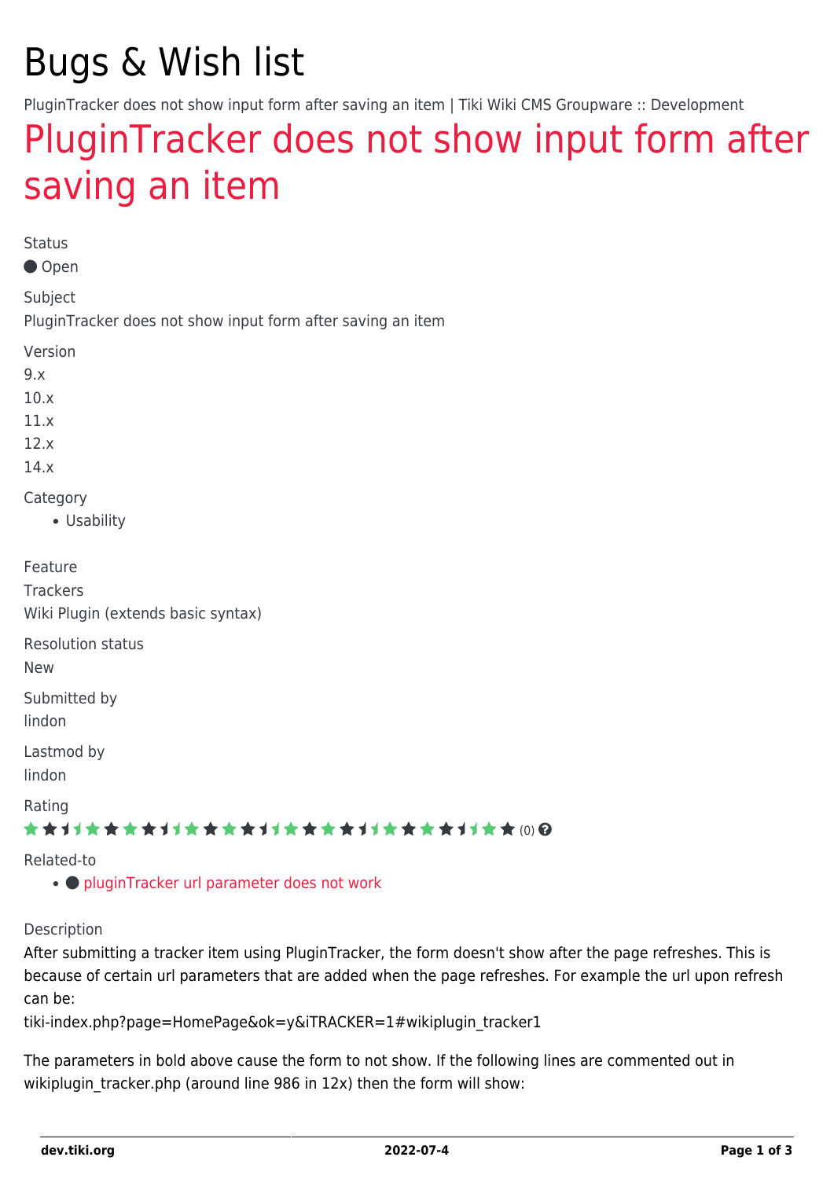# Bugs & Wish list

PluginTracker does not show input form after saving an item | Tiki Wiki CMS Groupware :: Development

## PluginTracker does not show input form after saving an item

Status

● Open

Subject

PluginTracker does not show input form after saving an item

Version

9.x
10.x
11.x
12.x
14.x

Category

- Usability

Feature

Trackers
Wiki Plugin (extends basic syntax)

Resolution status

New

Submitted by

lindon

Lastmod by

lindon

Rating

(0)

Related-to

- ● pluginTracker url parameter does not work

Description

After submitting a tracker item using PluginTracker, the form doesn't show after the page refreshes. This is because of certain url parameters that are added when the page refreshes. For example the url upon refresh can be:

tiki-index.php?page=HomePage&ok=y&iTRACKER=1#wikiplugin_tracker1

The parameters in bold above cause the form to not show. If the following lines are commented out in wikiplugin_tracker.php (around line 986 in 12x) then the form will show: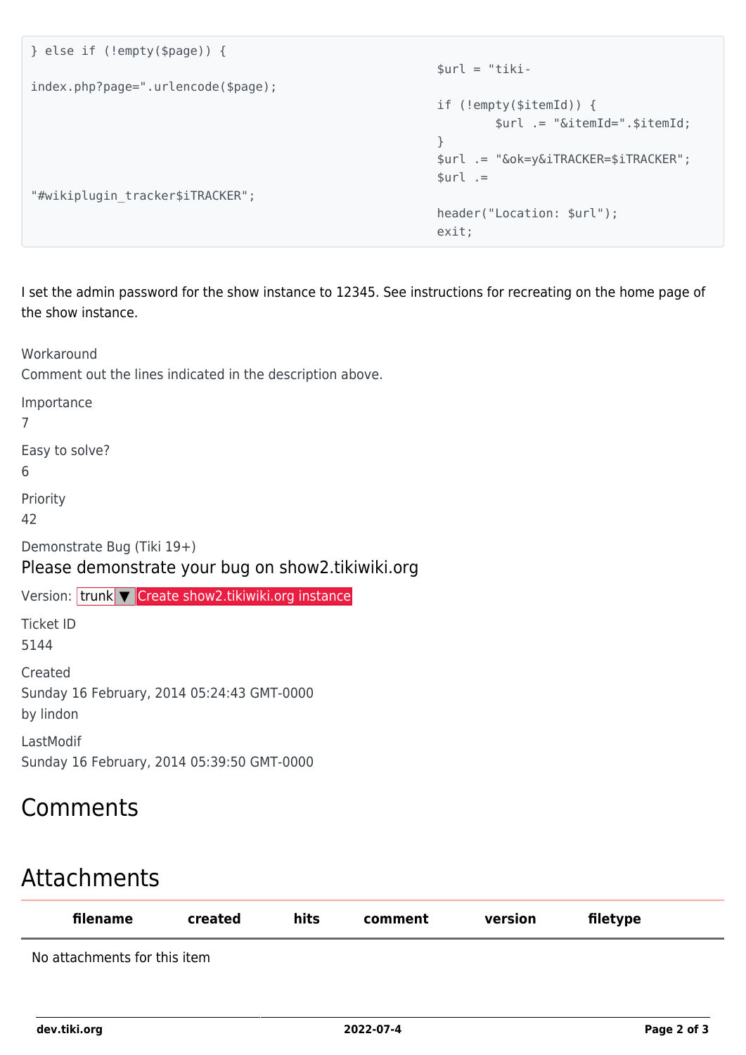```
} else if (!empty($page)) {
                                                            $url = "tiki-
index.php?page=".urlencode($page);
                                                            if (!empty($itemId)) {
                                                                    $url .= "&itemId=".$itemId;
                                                            }
                                                            $url .= "&ok=y&iTRACKER=$iTRACKER";
                                                            $url .=
"#wikiplugin_tracker$iTRACKER";
                                                            header("Location: $url");
                                                            exit;
```

I set the admin password for the show instance to 12345. See instructions for recreating on the home page of the show instance.

Workaround
Comment out the lines indicated in the description above.

Importance
7

Easy to solve?
6

Priority
42

Demonstrate Bug (Tiki 19+)

Please demonstrate your bug on show2.tikiwiki.org

Version: trunk ▼ Create show2.tikiwiki.org instance

Ticket ID
5144

Created
Sunday 16 February, 2014 05:24:43 GMT-0000
by lindon

LastModif
Sunday 16 February, 2014 05:39:50 GMT-0000

# Comments

# Attachments

| filename | created | hits | comment | version | filetype |
| --- | --- | --- | --- | --- | --- |
| No attachments for this item | | | | | |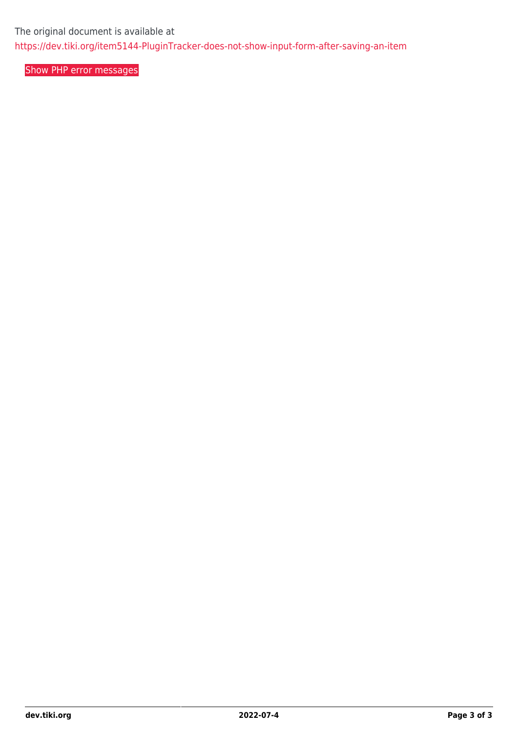The original document is available at
https://dev.tiki.org/item5144-PluginTracker-does-not-show-input-form-after-saving-an-item

Show PHP error messages